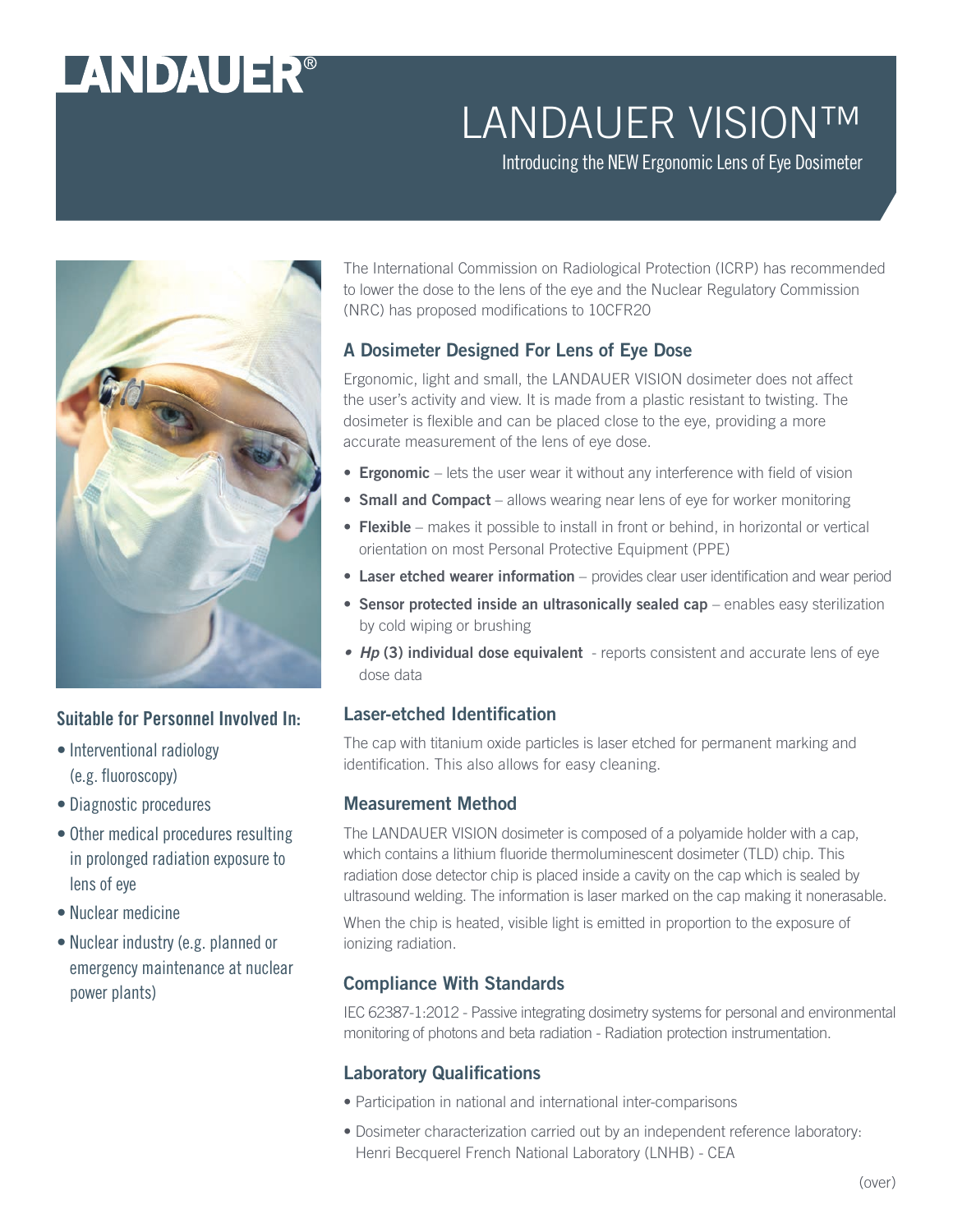# LANDAUER VISION™

Introducing the NEW Ergonomic Lens of Eye Dosimeter

The International Commission on Radiological Protection (ICRP) has recommended to lower the dose to the lens of the eye and the Nuclear Regulatory Commission (NRC) has proposed modifications to 10CFR20

## A Dosimeter Designed For Lens of Eye Dose

Ergonomic, light and small, the LANDAUER VISION dosimeter does not affect the user's activity and view. It is made from a plastic resistant to twisting. The dosimeter is flexible and can be placed close to the eye, providing a more accurate measurement of the lens of eye dose.

- **Ergonomic** – lets the user wear it without any interference with field of vision
- **Small and Compact** – allows wearing near lens of eye for worker monitoring
- **Flexible** – makes it possible to install in front or behind, in horizontal or vertical orientation on most Personal Protective Equipment (PPE)
- **Laser etched wearer information** – provides clear user identification and wear period
- **Sensor protected inside an ultrasonically sealed cap** – enables easy sterilization by cold wiping or brushing
- ***Hp* (3) individual dose equivalent** - reports consistent and accurate lens of eye dose data

## Laser-etched Identification

The cap with titanium oxide particles is laser etched for permanent marking and identification. This also allows for easy cleaning.

## Measurement Method

The LANDAUER VISION dosimeter is composed of a polyamide holder with a cap, which contains a lithium fluoride thermoluminescent dosimeter (TLD) chip. This radiation dose detector chip is placed inside a cavity on the cap which is sealed by ultrasound welding. The information is laser marked on the cap making it nonerasable.

When the chip is heated, visible light is emitted in proportion to the exposure of ionizing radiation.

## Compliance With Standards

IEC 62387-1:2012 - Passive integrating dosimetry systems for personal and environmental monitoring of photons and beta radiation - Radiation protection instrumentation.

## Laboratory Qualifications

- Participation in national and international inter-comparisons
- Dosimeter characterization carried out by an independent reference laboratory: Henri Becquerel French National Laboratory (LNHB) - CEA

## Suitable for Personnel Involved In:

- Interventional radiology (e.g. fluoroscopy)
- Diagnostic procedures
- Other medical procedures resulting in prolonged radiation exposure to lens of eye
- Nuclear medicine
- Nuclear industry (e.g. planned or emergency maintenance at nuclear power plants)

(over)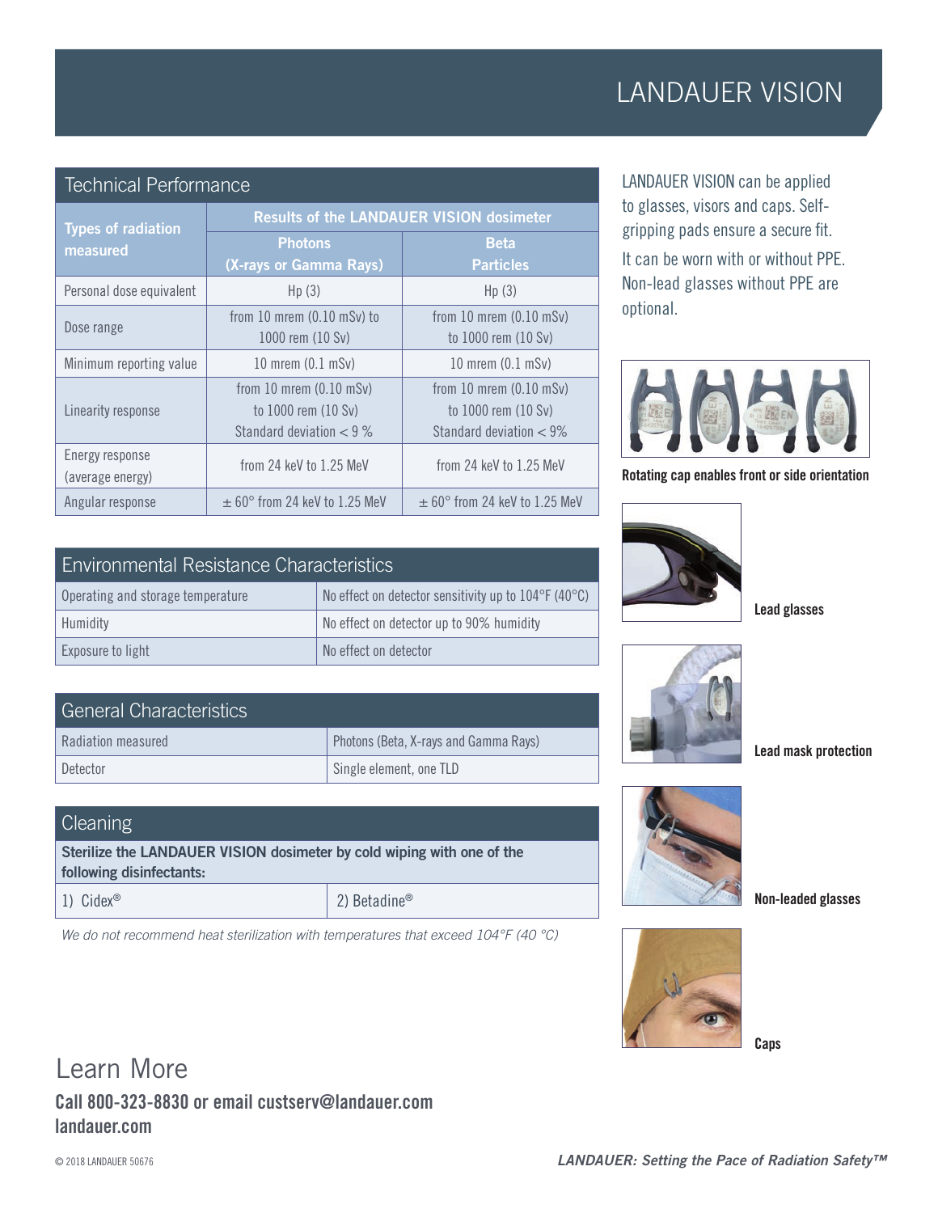# LANDAUER VISION

## Technical Performance

| Types of radiation measured | Results of the LANDAUER VISION dosimeter | |
|---|---|---|
| | Photons (X-rays or Gamma Rays) | Beta Particles |
| Personal dose equivalent | Hp (3) | Hp (3) |
| Dose range | from 10 mrem (0.10 mSv) to 1000 rem (10 Sv) | from 10 mrem (0.10 mSv) to 1000 rem (10 Sv) |
| Minimum reporting value | 10 mrem (0.1 mSv) | 10 mrem (0.1 mSv) |
| Linearity response | from 10 mrem (0.10 mSv) to 1000 rem (10 Sv) Standard deviation < 9 % | from 10 mrem (0.10 mSv) to 1000 rem (10 Sv) Standard deviation < 9% |
| Energy response (average energy) | from 24 keV to 1.25 MeV | from 24 keV to 1.25 MeV |
| Angular response | ± 60° from 24 keV to 1.25 MeV | ± 60° from 24 keV to 1.25 MeV |

## Environmental Resistance Characteristics

| | |
|---|---|
| Operating and storage temperature | No effect on detector sensitivity up to 104°F (40°C) |
| Humidity | No effect on detector up to 90% humidity |
| Exposure to light | No effect on detector |

## General Characteristics

| | |
|---|---|
| Radiation measured | Photons (Beta, X-rays and Gamma Rays) |
| Detector | Single element, one TLD |

## Cleaning

**Sterilize the LANDAUER VISION dosimeter by cold wiping with one of the following disinfectants:**

| | |
|---|---|
| 1) Cidex® | 2) Betadine® |

*We do not recommend heat sterilization with temperatures that exceed 104°F (40 °C)*

LANDAUER VISION can be applied to glasses, visors and caps. Self-gripping pads ensure a secure fit.

It can be worn with or without PPE. Non-lead glasses without PPE are optional.

**Rotating cap enables front or side orientation**

**Lead glasses**

**Lead mask protection**

**Non-leaded glasses**

**Caps**

## Learn More

**Call 800-323-8830 or email custserv@landauer.com**
**landauer.com**

© 2018 LANDAUER 50676

***LANDAUER: Setting the Pace of Radiation Safety™***